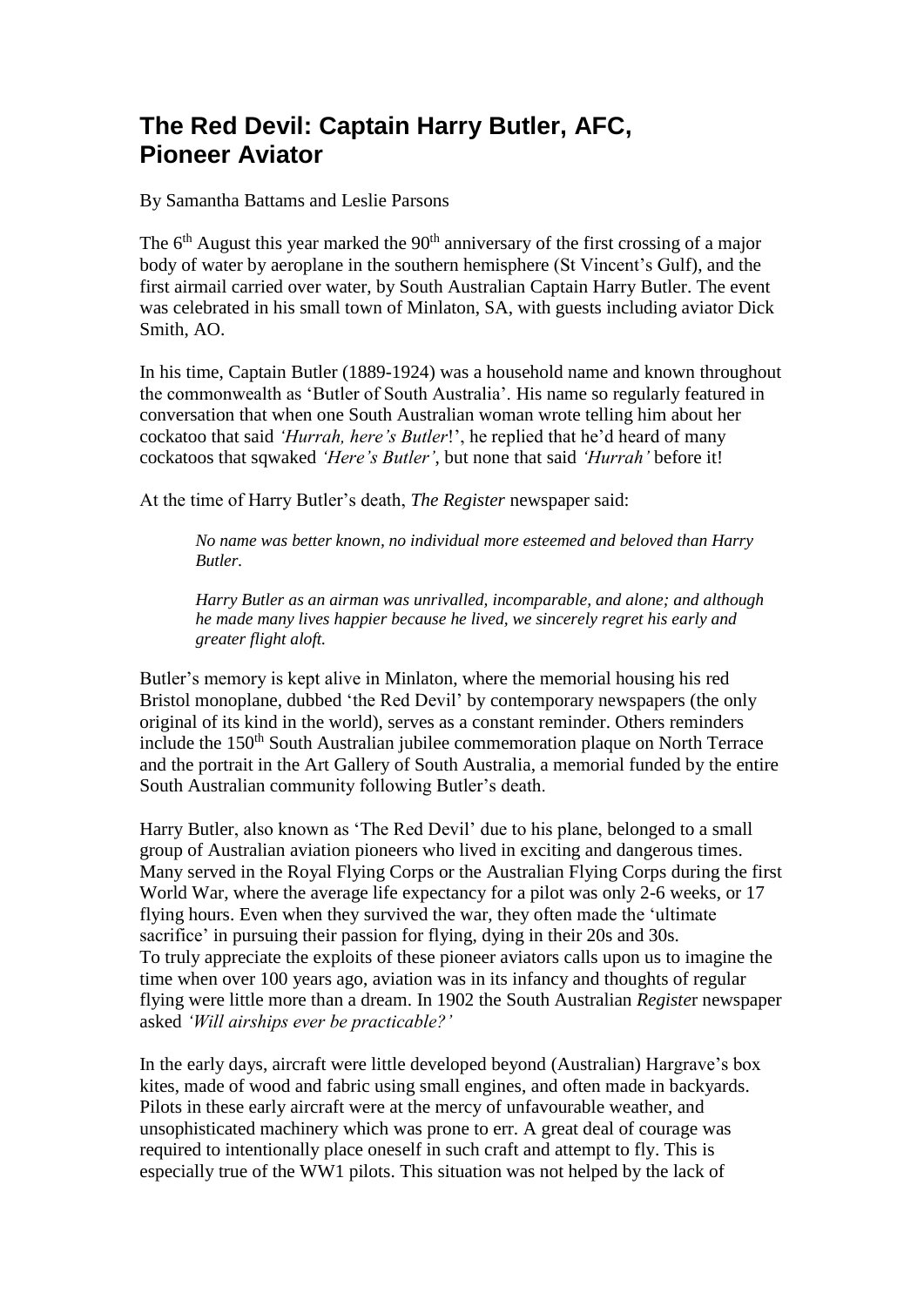# The Red Devil: Captain Harry Butler, AFC, Pioneer Aviator

By Samantha Battams and Leslie Parsons

The 6th August this year marked the 90th anniversary of the first crossing of a major body of water by aeroplane in the southern hemisphere (St Vincent's Gulf), and the first airmail carried over water, by South Australian Captain Harry Butler. The event was celebrated in his small town of Minlaton, SA, with guests including aviator Dick Smith, AO.

In his time, Captain Butler (1889-1924) was a household name and known throughout the commonwealth as 'Butler of South Australia'. His name so regularly featured in conversation that when one South Australian woman wrote telling him about her cockatoo that said *'Hurrah, here's Butler*!', he replied that he'd heard of many cockatoos that sqwaked *'Here's Butler'*, but none that said *'Hurrah'* before it!

At the time of Harry Butler's death, *The Register* newspaper said:

> *No name was better known, no individual more esteemed and beloved than Harry Butler.*
>
> *Harry Butler as an airman was unrivalled, incomparable, and alone; and although he made many lives happier because he lived, we sincerely regret his early and greater flight aloft.*

Butler's memory is kept alive in Minlaton, where the memorial housing his red Bristol monoplane, dubbed 'the Red Devil' by contemporary newspapers (the only original of its kind in the world), serves as a constant reminder. Others reminders include the 150th South Australian jubilee commemoration plaque on North Terrace and the portrait in the Art Gallery of South Australia, a memorial funded by the entire South Australian community following Butler's death.

Harry Butler, also known as 'The Red Devil' due to his plane, belonged to a small group of Australian aviation pioneers who lived in exciting and dangerous times. Many served in the Royal Flying Corps or the Australian Flying Corps during the first World War, where the average life expectancy for a pilot was only 2-6 weeks, or 17 flying hours. Even when they survived the war, they often made the 'ultimate sacrifice' in pursuing their passion for flying, dying in their 20s and 30s. To truly appreciate the exploits of these pioneer aviators calls upon us to imagine the time when over 100 years ago, aviation was in its infancy and thoughts of regular flying were little more than a dream. In 1902 the South Australian *Register* newspaper asked *'Will airships ever be practicable?'*

In the early days, aircraft were little developed beyond (Australian) Hargrave's box kites, made of wood and fabric using small engines, and often made in backyards. Pilots in these early aircraft were at the mercy of unfavourable weather, and unsophisticated machinery which was prone to err. A great deal of courage was required to intentionally place oneself in such craft and attempt to fly. This is especially true of the WW1 pilots. This situation was not helped by the lack of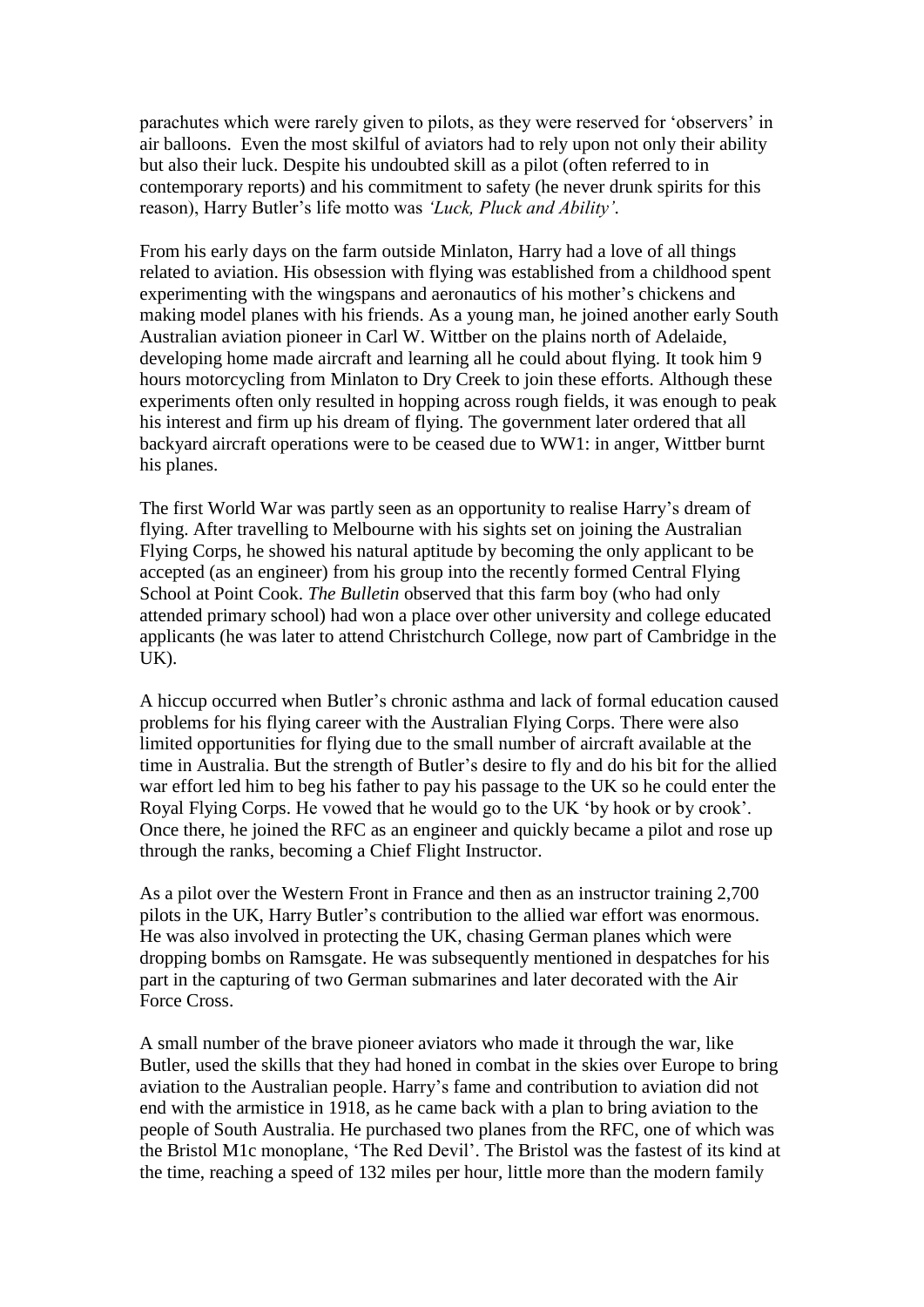parachutes which were rarely given to pilots, as they were reserved for 'observers' in air balloons. Even the most skilful of aviators had to rely upon not only their ability but also their luck. Despite his undoubted skill as a pilot (often referred to in contemporary reports) and his commitment to safety (he never drunk spirits for this reason), Harry Butler's life motto was *'Luck, Pluck and Ability'*.

From his early days on the farm outside Minlaton, Harry had a love of all things related to aviation. His obsession with flying was established from a childhood spent experimenting with the wingspans and aeronautics of his mother's chickens and making model planes with his friends. As a young man, he joined another early South Australian aviation pioneer in Carl W. Wittber on the plains north of Adelaide, developing home made aircraft and learning all he could about flying. It took him 9 hours motorcycling from Minlaton to Dry Creek to join these efforts. Although these experiments often only resulted in hopping across rough fields, it was enough to peak his interest and firm up his dream of flying. The government later ordered that all backyard aircraft operations were to be ceased due to WW1: in anger, Wittber burnt his planes.

The first World War was partly seen as an opportunity to realise Harry's dream of flying. After travelling to Melbourne with his sights set on joining the Australian Flying Corps, he showed his natural aptitude by becoming the only applicant to be accepted (as an engineer) from his group into the recently formed Central Flying School at Point Cook. *The Bulletin* observed that this farm boy (who had only attended primary school) had won a place over other university and college educated applicants (he was later to attend Christchurch College, now part of Cambridge in the UK).

A hiccup occurred when Butler's chronic asthma and lack of formal education caused problems for his flying career with the Australian Flying Corps. There were also limited opportunities for flying due to the small number of aircraft available at the time in Australia. But the strength of Butler's desire to fly and do his bit for the allied war effort led him to beg his father to pay his passage to the UK so he could enter the Royal Flying Corps. He vowed that he would go to the UK 'by hook or by crook'. Once there, he joined the RFC as an engineer and quickly became a pilot and rose up through the ranks, becoming a Chief Flight Instructor.

As a pilot over the Western Front in France and then as an instructor training 2,700 pilots in the UK, Harry Butler's contribution to the allied war effort was enormous. He was also involved in protecting the UK, chasing German planes which were dropping bombs on Ramsgate. He was subsequently mentioned in despatches for his part in the capturing of two German submarines and later decorated with the Air Force Cross.

A small number of the brave pioneer aviators who made it through the war, like Butler, used the skills that they had honed in combat in the skies over Europe to bring aviation to the Australian people. Harry's fame and contribution to aviation did not end with the armistice in 1918, as he came back with a plan to bring aviation to the people of South Australia. He purchased two planes from the RFC, one of which was the Bristol M1c monoplane, 'The Red Devil'. The Bristol was the fastest of its kind at the time, reaching a speed of 132 miles per hour, little more than the modern family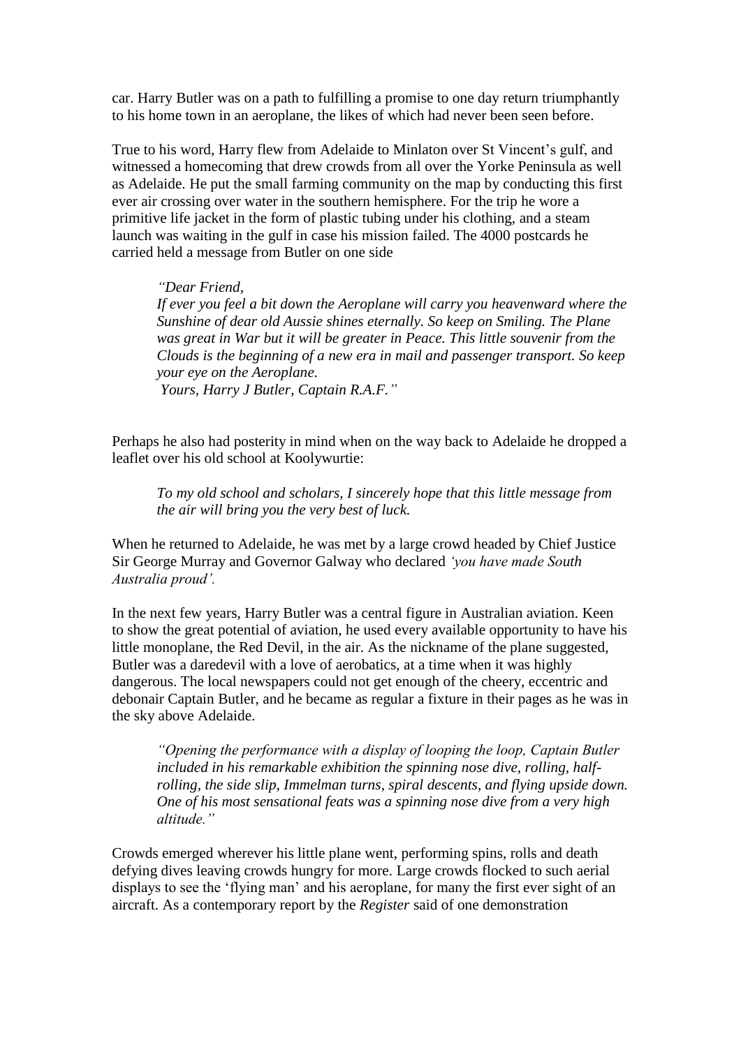car. Harry Butler was on a path to fulfilling a promise to one day return triumphantly to his home town in an aeroplane, the likes of which had never been seen before.

True to his word, Harry flew from Adelaide to Minlaton over St Vincent's gulf, and witnessed a homecoming that drew crowds from all over the Yorke Peninsula as well as Adelaide. He put the small farming community on the map by conducting this first ever air crossing over water in the southern hemisphere. For the trip he wore a primitive life jacket in the form of plastic tubing under his clothing, and a steam launch was waiting in the gulf in case his mission failed. The 4000 postcards he carried held a message from Butler on one side

> *"Dear Friend,*
> *If ever you feel a bit down the Aeroplane will carry you heavenward where the Sunshine of dear old Aussie shines eternally. So keep on Smiling. The Plane was great in War but it will be greater in Peace. This little souvenir from the Clouds is the beginning of a new era in mail and passenger transport. So keep your eye on the Aeroplane.*
> *Yours, Harry J Butler, Captain R.A.F."*

Perhaps he also had posterity in mind when on the way back to Adelaide he dropped a leaflet over his old school at Koolywurtie:

> *To my old school and scholars, I sincerely hope that this little message from the air will bring you the very best of luck.*

When he returned to Adelaide, he was met by a large crowd headed by Chief Justice Sir George Murray and Governor Galway who declared *'you have made South Australia proud'.*

In the next few years, Harry Butler was a central figure in Australian aviation. Keen to show the great potential of aviation, he used every available opportunity to have his little monoplane, the Red Devil, in the air. As the nickname of the plane suggested, Butler was a daredevil with a love of aerobatics, at a time when it was highly dangerous. The local newspapers could not get enough of the cheery, eccentric and debonair Captain Butler, and he became as regular a fixture in their pages as he was in the sky above Adelaide.

> *"Opening the performance with a display of looping the loop, Captain Butler included in his remarkable exhibition the spinning nose dive, rolling, half-rolling, the side slip, Immelman turns, spiral descents, and flying upside down. One of his most sensational feats was a spinning nose dive from a very high altitude."*

Crowds emerged wherever his little plane went, performing spins, rolls and death defying dives leaving crowds hungry for more. Large crowds flocked to such aerial displays to see the 'flying man' and his aeroplane, for many the first ever sight of an aircraft. As a contemporary report by the *Register* said of one demonstration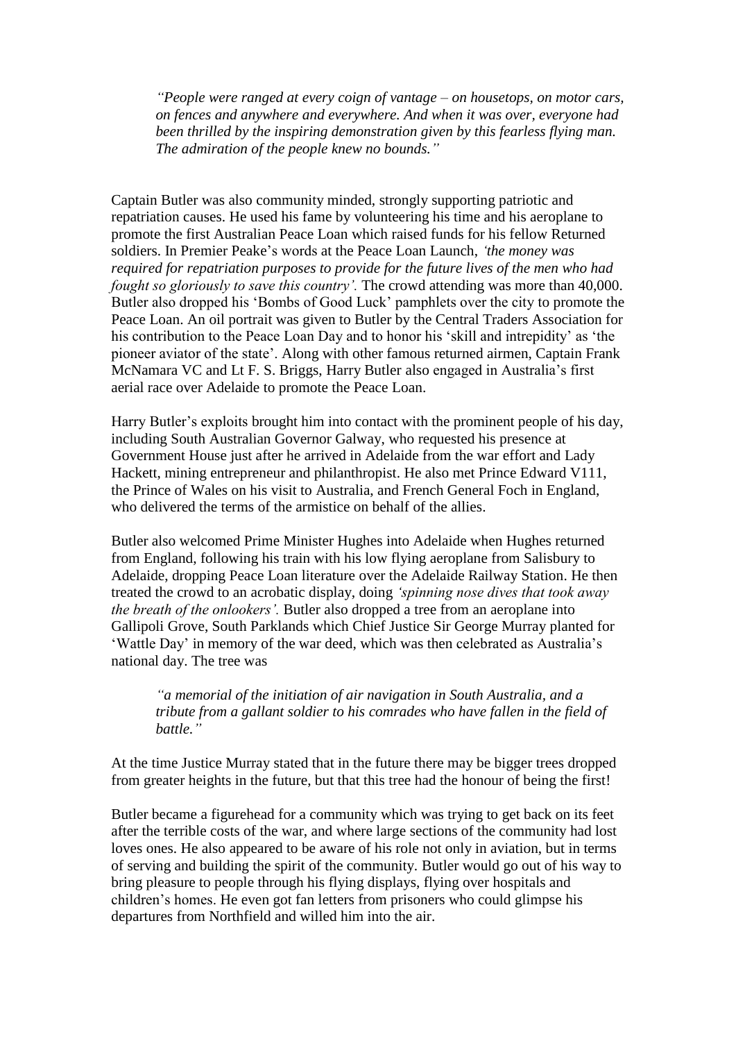> *"People were ranged at every coign of vantage – on housetops, on motor cars, on fences and anywhere and everywhere. And when it was over, everyone had been thrilled by the inspiring demonstration given by this fearless flying man. The admiration of the people knew no bounds."*

Captain Butler was also community minded, strongly supporting patriotic and repatriation causes. He used his fame by volunteering his time and his aeroplane to promote the first Australian Peace Loan which raised funds for his fellow Returned soldiers. In Premier Peake's words at the Peace Loan Launch, *'the money was required for repatriation purposes to provide for the future lives of the men who had fought so gloriously to save this country'.* The crowd attending was more than 40,000. Butler also dropped his 'Bombs of Good Luck' pamphlets over the city to promote the Peace Loan. An oil portrait was given to Butler by the Central Traders Association for his contribution to the Peace Loan Day and to honor his 'skill and intrepidity' as 'the pioneer aviator of the state'. Along with other famous returned airmen, Captain Frank McNamara VC and Lt F. S. Briggs, Harry Butler also engaged in Australia's first aerial race over Adelaide to promote the Peace Loan.

Harry Butler's exploits brought him into contact with the prominent people of his day, including South Australian Governor Galway, who requested his presence at Government House just after he arrived in Adelaide from the war effort and Lady Hackett, mining entrepreneur and philanthropist. He also met Prince Edward V111, the Prince of Wales on his visit to Australia, and French General Foch in England, who delivered the terms of the armistice on behalf of the allies.

Butler also welcomed Prime Minister Hughes into Adelaide when Hughes returned from England, following his train with his low flying aeroplane from Salisbury to Adelaide, dropping Peace Loan literature over the Adelaide Railway Station. He then treated the crowd to an acrobatic display, doing *'spinning nose dives that took away the breath of the onlookers'.* Butler also dropped a tree from an aeroplane into Gallipoli Grove, South Parklands which Chief Justice Sir George Murray planted for 'Wattle Day' in memory of the war deed, which was then celebrated as Australia's national day. The tree was

> *"a memorial of the initiation of air navigation in South Australia, and a tribute from a gallant soldier to his comrades who have fallen in the field of battle."*

At the time Justice Murray stated that in the future there may be bigger trees dropped from greater heights in the future, but that this tree had the honour of being the first!

Butler became a figurehead for a community which was trying to get back on its feet after the terrible costs of the war, and where large sections of the community had lost loves ones. He also appeared to be aware of his role not only in aviation, but in terms of serving and building the spirit of the community. Butler would go out of his way to bring pleasure to people through his flying displays, flying over hospitals and children's homes. He even got fan letters from prisoners who could glimpse his departures from Northfield and willed him into the air.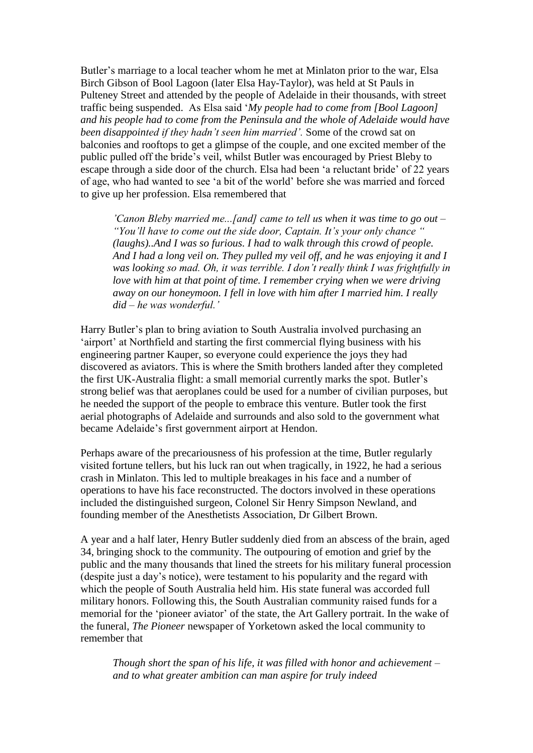Butler's marriage to a local teacher whom he met at Minlaton prior to the war, Elsa Birch Gibson of Bool Lagoon (later Elsa Hay-Taylor), was held at St Pauls in Pulteney Street and attended by the people of Adelaide in their thousands, with street traffic being suspended. As Elsa said '*My people had to come from [Bool Lagoon] and his people had to come from the Peninsula and the whole of Adelaide would have been disappointed if they hadn't seen him married'.* Some of the crowd sat on balconies and rooftops to get a glimpse of the couple, and one excited member of the public pulled off the bride's veil, whilst Butler was encouraged by Priest Bleby to escape through a side door of the church. Elsa had been 'a reluctant bride' of 22 years of age, who had wanted to see 'a bit of the world' before she was married and forced to give up her profession. Elsa remembered that

> *'Canon Bleby married me...[and] came to tell us when it was time to go out – "You'll have to come out the side door, Captain. It's your only chance " (laughs)..And I was so furious. I had to walk through this crowd of people. And I had a long veil on. They pulled my veil off, and he was enjoying it and I was looking so mad. Oh, it was terrible. I don't really think I was frightfully in love with him at that point of time. I remember crying when we were driving away on our honeymoon. I fell in love with him after I married him. I really did – he was wonderful.'*

Harry Butler's plan to bring aviation to South Australia involved purchasing an 'airport' at Northfield and starting the first commercial flying business with his engineering partner Kauper, so everyone could experience the joys they had discovered as aviators. This is where the Smith brothers landed after they completed the first UK-Australia flight: a small memorial currently marks the spot. Butler's strong belief was that aeroplanes could be used for a number of civilian purposes, but he needed the support of the people to embrace this venture. Butler took the first aerial photographs of Adelaide and surrounds and also sold to the government what became Adelaide's first government airport at Hendon.

Perhaps aware of the precariousness of his profession at the time, Butler regularly visited fortune tellers, but his luck ran out when tragically, in 1922, he had a serious crash in Minlaton. This led to multiple breakages in his face and a number of operations to have his face reconstructed. The doctors involved in these operations included the distinguished surgeon, Colonel Sir Henry Simpson Newland, and founding member of the Anesthetists Association, Dr Gilbert Brown.

A year and a half later, Henry Butler suddenly died from an abscess of the brain, aged 34, bringing shock to the community. The outpouring of emotion and grief by the public and the many thousands that lined the streets for his military funeral procession (despite just a day's notice), were testament to his popularity and the regard with which the people of South Australia held him. His state funeral was accorded full military honors. Following this, the South Australian community raised funds for a memorial for the 'pioneer aviator' of the state, the Art Gallery portrait. In the wake of the funeral, *The Pioneer* newspaper of Yorketown asked the local community to remember that

> *Though short the span of his life, it was filled with honor and achievement – and to what greater ambition can man aspire for truly indeed*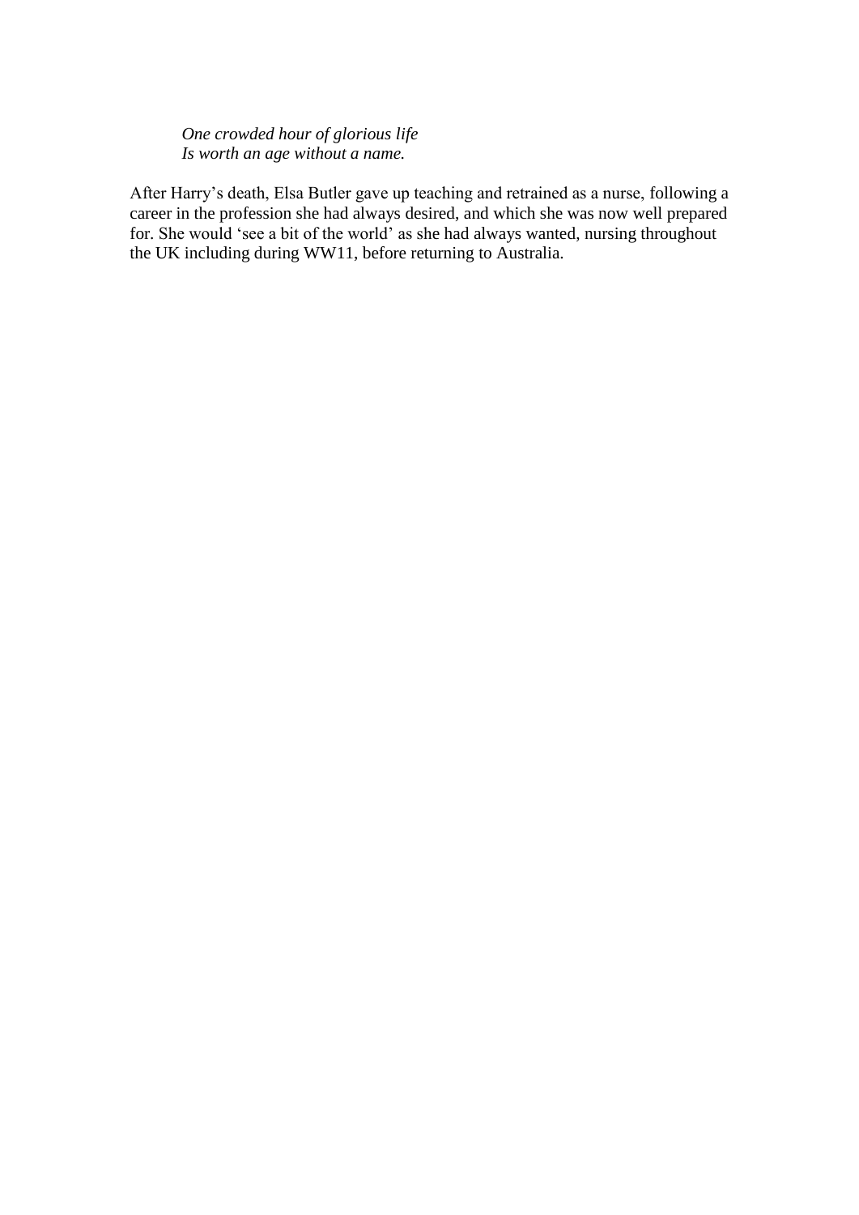*One crowded hour of glorious life*
*Is worth an age without a name.*

After Harry's death, Elsa Butler gave up teaching and retrained as a nurse, following a career in the profession she had always desired, and which she was now well prepared for. She would 'see a bit of the world' as she had always wanted, nursing throughout the UK including during WW11, before returning to Australia.